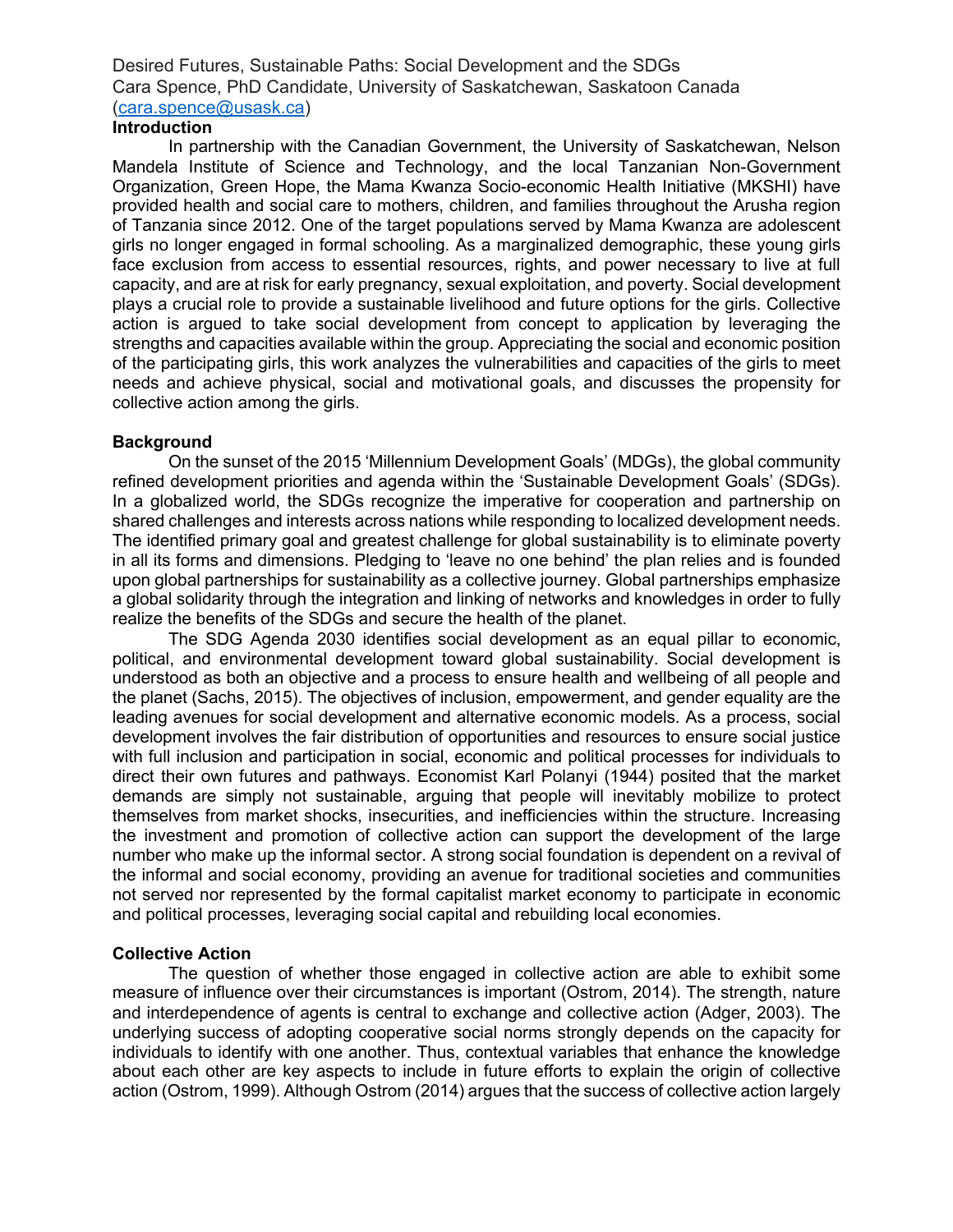Desired Futures, Sustainable Paths: Social Development and the SDGs

Cara Spence, PhD Candidate, University of Saskatchewan, Saskatoon Canada (cara.spence@usask.ca)

## Introduction

In partnership with the Canadian Government, the University of Saskatchewan, Nelson Mandela Institute of Science and Technology, and the local Tanzanian Non-Government Organization, Green Hope, the Mama Kwanza Socio-economic Health Initiative (MKSHI) have provided health and social care to mothers, children, and families throughout the Arusha region of Tanzania since 2012. One of the target populations served by Mama Kwanza are adolescent girls no longer engaged in formal schooling. As a marginalized demographic, these young girls face exclusion from access to essential resources, rights, and power necessary to live at full capacity, and are at risk for early pregnancy, sexual exploitation, and poverty. Social development plays a crucial role to provide a sustainable livelihood and future options for the girls. Collective action is argued to take social development from concept to application by leveraging the strengths and capacities available within the group. Appreciating the social and economic position of the participating girls, this work analyzes the vulnerabilities and capacities of the girls to meet needs and achieve physical, social and motivational goals, and discusses the propensity for collective action among the girls.

## Background

On the sunset of the 2015 'Millennium Development Goals' (MDGs), the global community refined development priorities and agenda within the 'Sustainable Development Goals' (SDGs). In a globalized world, the SDGs recognize the imperative for cooperation and partnership on shared challenges and interests across nations while responding to localized development needs. The identified primary goal and greatest challenge for global sustainability is to eliminate poverty in all its forms and dimensions. Pledging to 'leave no one behind' the plan relies and is founded upon global partnerships for sustainability as a collective journey. Global partnerships emphasize a global solidarity through the integration and linking of networks and knowledges in order to fully realize the benefits of the SDGs and secure the health of the planet.

The SDG Agenda 2030 identifies social development as an equal pillar to economic, political, and environmental development toward global sustainability. Social development is understood as both an objective and a process to ensure health and wellbeing of all people and the planet (Sachs, 2015). The objectives of inclusion, empowerment, and gender equality are the leading avenues for social development and alternative economic models. As a process, social development involves the fair distribution of opportunities and resources to ensure social justice with full inclusion and participation in social, economic and political processes for individuals to direct their own futures and pathways. Economist Karl Polanyi (1944) posited that the market demands are simply not sustainable, arguing that people will inevitably mobilize to protect themselves from market shocks, insecurities, and inefficiencies within the structure. Increasing the investment and promotion of collective action can support the development of the large number who make up the informal sector. A strong social foundation is dependent on a revival of the informal and social economy, providing an avenue for traditional societies and communities not served nor represented by the formal capitalist market economy to participate in economic and political processes, leveraging social capital and rebuilding local economies.

## Collective Action

The question of whether those engaged in collective action are able to exhibit some measure of influence over their circumstances is important (Ostrom, 2014). The strength, nature and interdependence of agents is central to exchange and collective action (Adger, 2003). The underlying success of adopting cooperative social norms strongly depends on the capacity for individuals to identify with one another. Thus, contextual variables that enhance the knowledge about each other are key aspects to include in future efforts to explain the origin of collective action (Ostrom, 1999). Although Ostrom (2014) argues that the success of collective action largely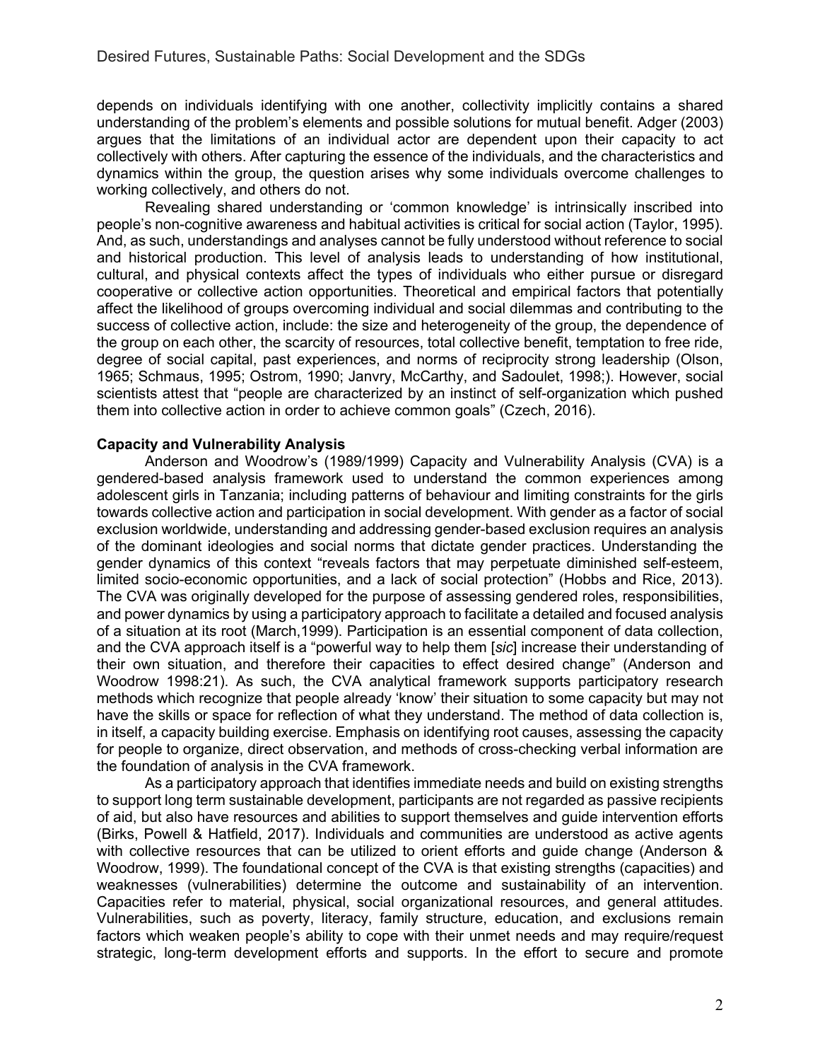depends on individuals identifying with one another, collectivity implicitly contains a shared understanding of the problem's elements and possible solutions for mutual benefit. Adger (2003) argues that the limitations of an individual actor are dependent upon their capacity to act collectively with others. After capturing the essence of the individuals, and the characteristics and dynamics within the group, the question arises why some individuals overcome challenges to working collectively, and others do not.

Revealing shared understanding or 'common knowledge' is intrinsically inscribed into people's non-cognitive awareness and habitual activities is critical for social action (Taylor, 1995). And, as such, understandings and analyses cannot be fully understood without reference to social and historical production. This level of analysis leads to understanding of how institutional, cultural, and physical contexts affect the types of individuals who either pursue or disregard cooperative or collective action opportunities. Theoretical and empirical factors that potentially affect the likelihood of groups overcoming individual and social dilemmas and contributing to the success of collective action, include: the size and heterogeneity of the group, the dependence of the group on each other, the scarcity of resources, total collective benefit, temptation to free ride, degree of social capital, past experiences, and norms of reciprocity strong leadership (Olson, 1965; Schmaus, 1995; Ostrom, 1990; Janvry, McCarthy, and Sadoulet, 1998;). However, social scientists attest that "people are characterized by an instinct of self-organization which pushed them into collective action in order to achieve common goals" (Czech, 2016).

**Capacity and Vulnerability Analysis**

Anderson and Woodrow's (1989/1999) Capacity and Vulnerability Analysis (CVA) is a gendered-based analysis framework used to understand the common experiences among adolescent girls in Tanzania; including patterns of behaviour and limiting constraints for the girls towards collective action and participation in social development. With gender as a factor of social exclusion worldwide, understanding and addressing gender-based exclusion requires an analysis of the dominant ideologies and social norms that dictate gender practices. Understanding the gender dynamics of this context "reveals factors that may perpetuate diminished self-esteem, limited socio-economic opportunities, and a lack of social protection" (Hobbs and Rice, 2013). The CVA was originally developed for the purpose of assessing gendered roles, responsibilities, and power dynamics by using a participatory approach to facilitate a detailed and focused analysis of a situation at its root (March,1999). Participation is an essential component of data collection, and the CVA approach itself is a "powerful way to help them [*sic*] increase their understanding of their own situation, and therefore their capacities to effect desired change" (Anderson and Woodrow 1998:21). As such, the CVA analytical framework supports participatory research methods which recognize that people already 'know' their situation to some capacity but may not have the skills or space for reflection of what they understand. The method of data collection is, in itself, a capacity building exercise. Emphasis on identifying root causes, assessing the capacity for people to organize, direct observation, and methods of cross-checking verbal information are the foundation of analysis in the CVA framework.

As a participatory approach that identifies immediate needs and build on existing strengths to support long term sustainable development, participants are not regarded as passive recipients of aid, but also have resources and abilities to support themselves and guide intervention efforts (Birks, Powell & Hatfield, 2017). Individuals and communities are understood as active agents with collective resources that can be utilized to orient efforts and guide change (Anderson & Woodrow, 1999). The foundational concept of the CVA is that existing strengths (capacities) and weaknesses (vulnerabilities) determine the outcome and sustainability of an intervention. Capacities refer to material, physical, social organizational resources, and general attitudes. Vulnerabilities, such as poverty, literacy, family structure, education, and exclusions remain factors which weaken people's ability to cope with their unmet needs and may require/request strategic, long-term development efforts and supports. In the effort to secure and promote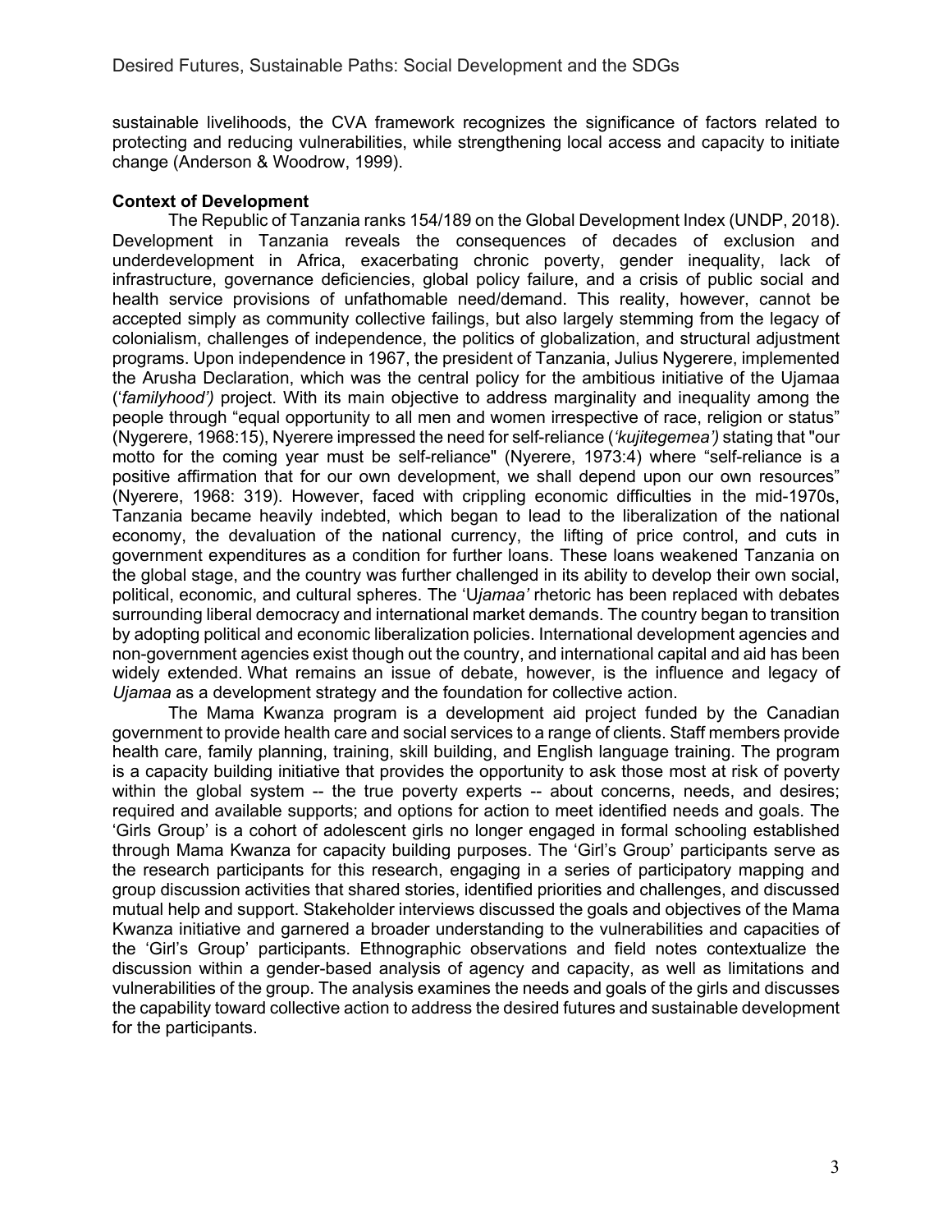sustainable livelihoods, the CVA framework recognizes the significance of factors related to protecting and reducing vulnerabilities, while strengthening local access and capacity to initiate change (Anderson & Woodrow, 1999).

**Context of Development**

The Republic of Tanzania ranks 154/189 on the Global Development Index (UNDP, 2018). Development in Tanzania reveals the consequences of decades of exclusion and underdevelopment in Africa, exacerbating chronic poverty, gender inequality, lack of infrastructure, governance deficiencies, global policy failure, and a crisis of public social and health service provisions of unfathomable need/demand. This reality, however, cannot be accepted simply as community collective failings, but also largely stemming from the legacy of colonialism, challenges of independence, the politics of globalization, and structural adjustment programs. Upon independence in 1967, the president of Tanzania, Julius Nygerere, implemented the Arusha Declaration, which was the central policy for the ambitious initiative of the Ujamaa (*'familyhood')* project. With its main objective to address marginality and inequality among the people through "equal opportunity to all men and women irrespective of race, religion or status" (Nygerere, 1968:15), Nyerere impressed the need for self-reliance (*'kujitegemea')* stating that "our motto for the coming year must be self-reliance" (Nyerere, 1973:4) where "self-reliance is a positive affirmation that for our own development, we shall depend upon our own resources" (Nyerere, 1968: 319). However, faced with crippling economic difficulties in the mid-1970s, Tanzania became heavily indebted, which began to lead to the liberalization of the national economy, the devaluation of the national currency, the lifting of price control, and cuts in government expenditures as a condition for further loans. These loans weakened Tanzania on the global stage, and the country was further challenged in its ability to develop their own social, political, economic, and cultural spheres. The 'U*jamaa'* rhetoric has been replaced with debates surrounding liberal democracy and international market demands. The country began to transition by adopting political and economic liberalization policies. International development agencies and non-government agencies exist though out the country, and international capital and aid has been widely extended. What remains an issue of debate, however, is the influence and legacy of *Ujamaa* as a development strategy and the foundation for collective action.

The Mama Kwanza program is a development aid project funded by the Canadian government to provide health care and social services to a range of clients. Staff members provide health care, family planning, training, skill building, and English language training. The program is a capacity building initiative that provides the opportunity to ask those most at risk of poverty within the global system -- the true poverty experts -- about concerns, needs, and desires; required and available supports; and options for action to meet identified needs and goals. The 'Girls Group' is a cohort of adolescent girls no longer engaged in formal schooling established through Mama Kwanza for capacity building purposes. The 'Girl's Group' participants serve as the research participants for this research, engaging in a series of participatory mapping and group discussion activities that shared stories, identified priorities and challenges, and discussed mutual help and support. Stakeholder interviews discussed the goals and objectives of the Mama Kwanza initiative and garnered a broader understanding to the vulnerabilities and capacities of the 'Girl's Group' participants. Ethnographic observations and field notes contextualize the discussion within a gender-based analysis of agency and capacity, as well as limitations and vulnerabilities of the group. The analysis examines the needs and goals of the girls and discusses the capability toward collective action to address the desired futures and sustainable development for the participants.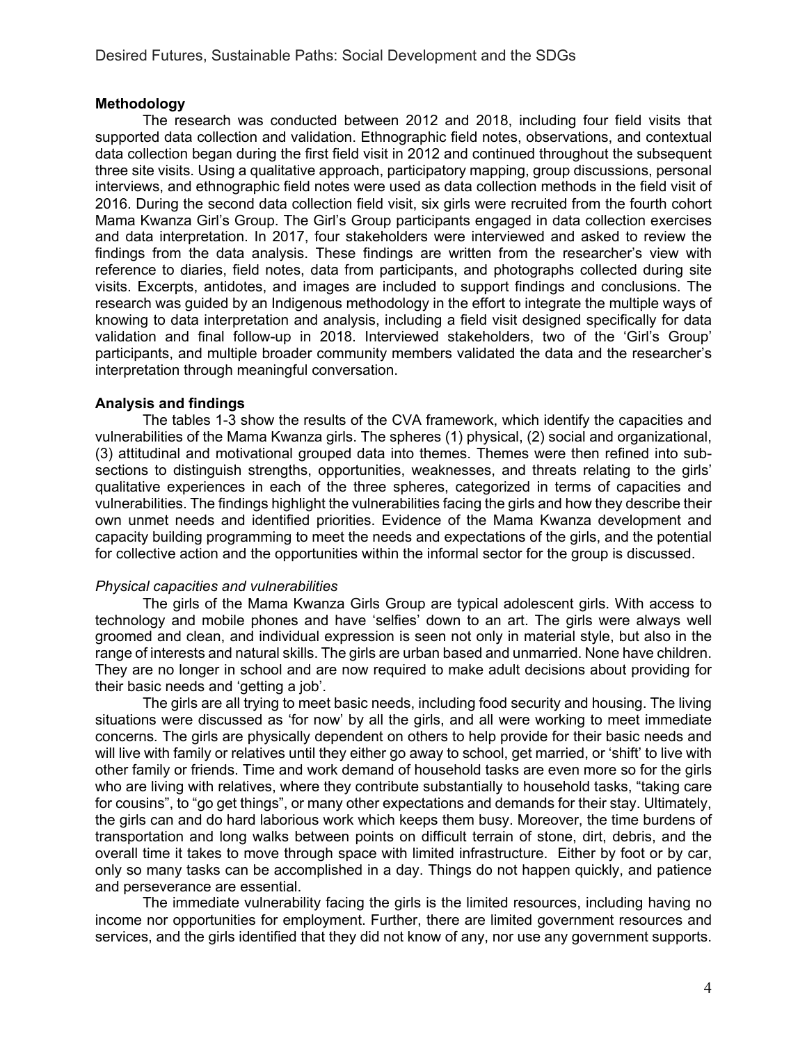## Methodology

The research was conducted between 2012 and 2018, including four field visits that supported data collection and validation. Ethnographic field notes, observations, and contextual data collection began during the first field visit in 2012 and continued throughout the subsequent three site visits. Using a qualitative approach, participatory mapping, group discussions, personal interviews, and ethnographic field notes were used as data collection methods in the field visit of 2016. During the second data collection field visit, six girls were recruited from the fourth cohort Mama Kwanza Girl's Group. The Girl's Group participants engaged in data collection exercises and data interpretation. In 2017, four stakeholders were interviewed and asked to review the findings from the data analysis. These findings are written from the researcher's view with reference to diaries, field notes, data from participants, and photographs collected during site visits. Excerpts, antidotes, and images are included to support findings and conclusions. The research was guided by an Indigenous methodology in the effort to integrate the multiple ways of knowing to data interpretation and analysis, including a field visit designed specifically for data validation and final follow-up in 2018. Interviewed stakeholders, two of the 'Girl's Group' participants, and multiple broader community members validated the data and the researcher's interpretation through meaningful conversation.

## Analysis and findings

The tables 1-3 show the results of the CVA framework, which identify the capacities and vulnerabilities of the Mama Kwanza girls. The spheres (1) physical, (2) social and organizational, (3) attitudinal and motivational grouped data into themes. Themes were then refined into sub-sections to distinguish strengths, opportunities, weaknesses, and threats relating to the girls' qualitative experiences in each of the three spheres, categorized in terms of capacities and vulnerabilities. The findings highlight the vulnerabilities facing the girls and how they describe their own unmet needs and identified priorities. Evidence of the Mama Kwanza development and capacity building programming to meet the needs and expectations of the girls, and the potential for collective action and the opportunities within the informal sector for the group is discussed.

### *Physical capacities and vulnerabilities*

The girls of the Mama Kwanza Girls Group are typical adolescent girls. With access to technology and mobile phones and have 'selfies' down to an art. The girls were always well groomed and clean, and individual expression is seen not only in material style, but also in the range of interests and natural skills. The girls are urban based and unmarried. None have children. They are no longer in school and are now required to make adult decisions about providing for their basic needs and 'getting a job'.

The girls are all trying to meet basic needs, including food security and housing. The living situations were discussed as 'for now' by all the girls, and all were working to meet immediate concerns. The girls are physically dependent on others to help provide for their basic needs and will live with family or relatives until they either go away to school, get married, or 'shift' to live with other family or friends. Time and work demand of household tasks are even more so for the girls who are living with relatives, where they contribute substantially to household tasks, "taking care for cousins", to "go get things", or many other expectations and demands for their stay. Ultimately, the girls can and do hard laborious work which keeps them busy. Moreover, the time burdens of transportation and long walks between points on difficult terrain of stone, dirt, debris, and the overall time it takes to move through space with limited infrastructure. Either by foot or by car, only so many tasks can be accomplished in a day. Things do not happen quickly, and patience and perseverance are essential.

The immediate vulnerability facing the girls is the limited resources, including having no income nor opportunities for employment. Further, there are limited government resources and services, and the girls identified that they did not know of any, nor use any government supports.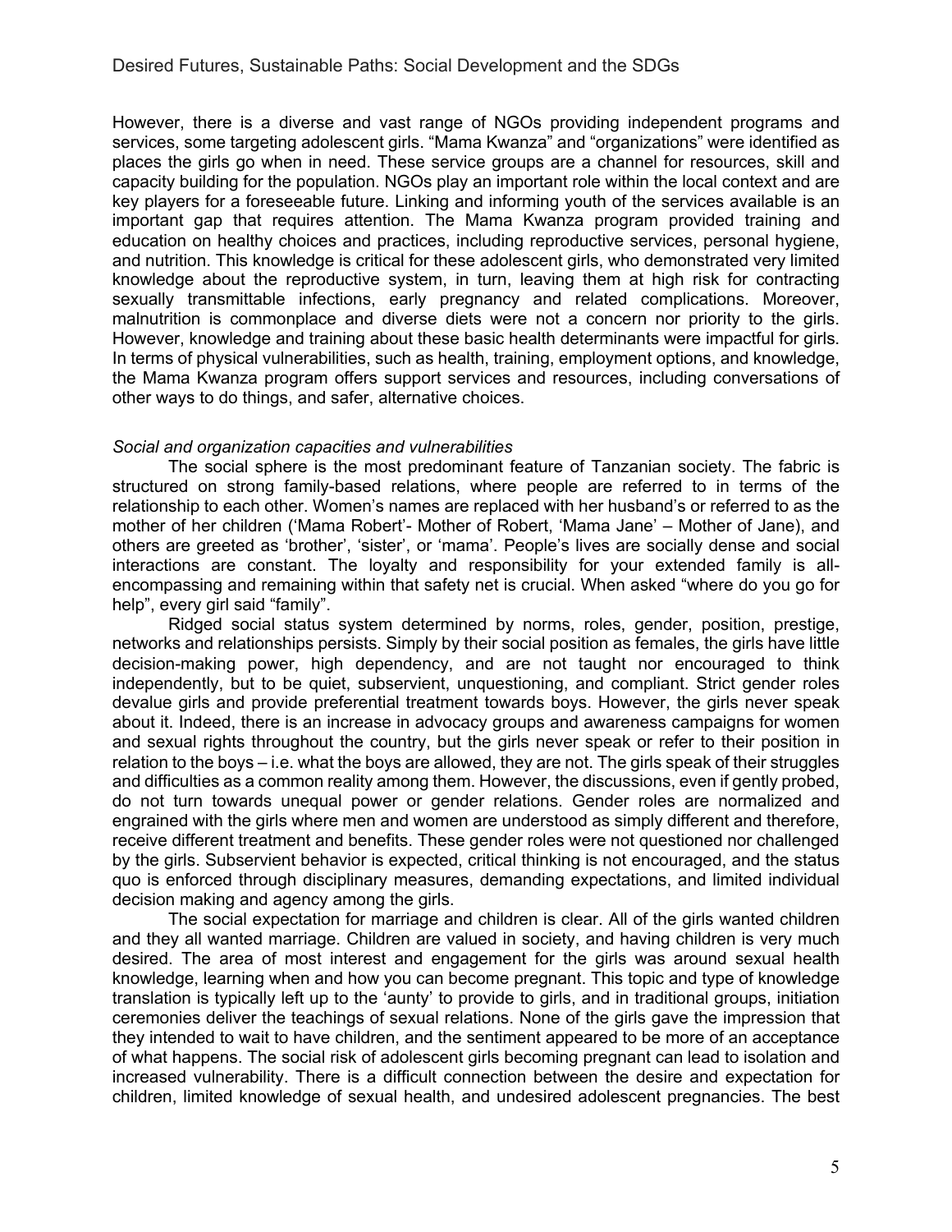However, there is a diverse and vast range of NGOs providing independent programs and services, some targeting adolescent girls. "Mama Kwanza" and "organizations" were identified as places the girls go when in need. These service groups are a channel for resources, skill and capacity building for the population. NGOs play an important role within the local context and are key players for a foreseeable future. Linking and informing youth of the services available is an important gap that requires attention. The Mama Kwanza program provided training and education on healthy choices and practices, including reproductive services, personal hygiene, and nutrition. This knowledge is critical for these adolescent girls, who demonstrated very limited knowledge about the reproductive system, in turn, leaving them at high risk for contracting sexually transmittable infections, early pregnancy and related complications. Moreover, malnutrition is commonplace and diverse diets were not a concern nor priority to the girls. However, knowledge and training about these basic health determinants were impactful for girls. In terms of physical vulnerabilities, such as health, training, employment options, and knowledge, the Mama Kwanza program offers support services and resources, including conversations of other ways to do things, and safer, alternative choices.

*Social and organization capacities and vulnerabilities*

The social sphere is the most predominant feature of Tanzanian society. The fabric is structured on strong family-based relations, where people are referred to in terms of the relationship to each other. Women's names are replaced with her husband's or referred to as the mother of her children ('Mama Robert'- Mother of Robert, 'Mama Jane' – Mother of Jane), and others are greeted as 'brother', 'sister', or 'mama'. People's lives are socially dense and social interactions are constant. The loyalty and responsibility for your extended family is all-encompassing and remaining within that safety net is crucial. When asked "where do you go for help", every girl said "family".

Ridged social status system determined by norms, roles, gender, position, prestige, networks and relationships persists. Simply by their social position as females, the girls have little decision-making power, high dependency, and are not taught nor encouraged to think independently, but to be quiet, subservient, unquestioning, and compliant. Strict gender roles devalue girls and provide preferential treatment towards boys. However, the girls never speak about it. Indeed, there is an increase in advocacy groups and awareness campaigns for women and sexual rights throughout the country, but the girls never speak or refer to their position in relation to the boys – i.e. what the boys are allowed, they are not. The girls speak of their struggles and difficulties as a common reality among them. However, the discussions, even if gently probed, do not turn towards unequal power or gender relations. Gender roles are normalized and engrained with the girls where men and women are understood as simply different and therefore, receive different treatment and benefits. These gender roles were not questioned nor challenged by the girls. Subservient behavior is expected, critical thinking is not encouraged, and the status quo is enforced through disciplinary measures, demanding expectations, and limited individual decision making and agency among the girls.

The social expectation for marriage and children is clear. All of the girls wanted children and they all wanted marriage. Children are valued in society, and having children is very much desired. The area of most interest and engagement for the girls was around sexual health knowledge, learning when and how you can become pregnant. This topic and type of knowledge translation is typically left up to the 'aunty' to provide to girls, and in traditional groups, initiation ceremonies deliver the teachings of sexual relations. None of the girls gave the impression that they intended to wait to have children, and the sentiment appeared to be more of an acceptance of what happens. The social risk of adolescent girls becoming pregnant can lead to isolation and increased vulnerability. There is a difficult connection between the desire and expectation for children, limited knowledge of sexual health, and undesired adolescent pregnancies. The best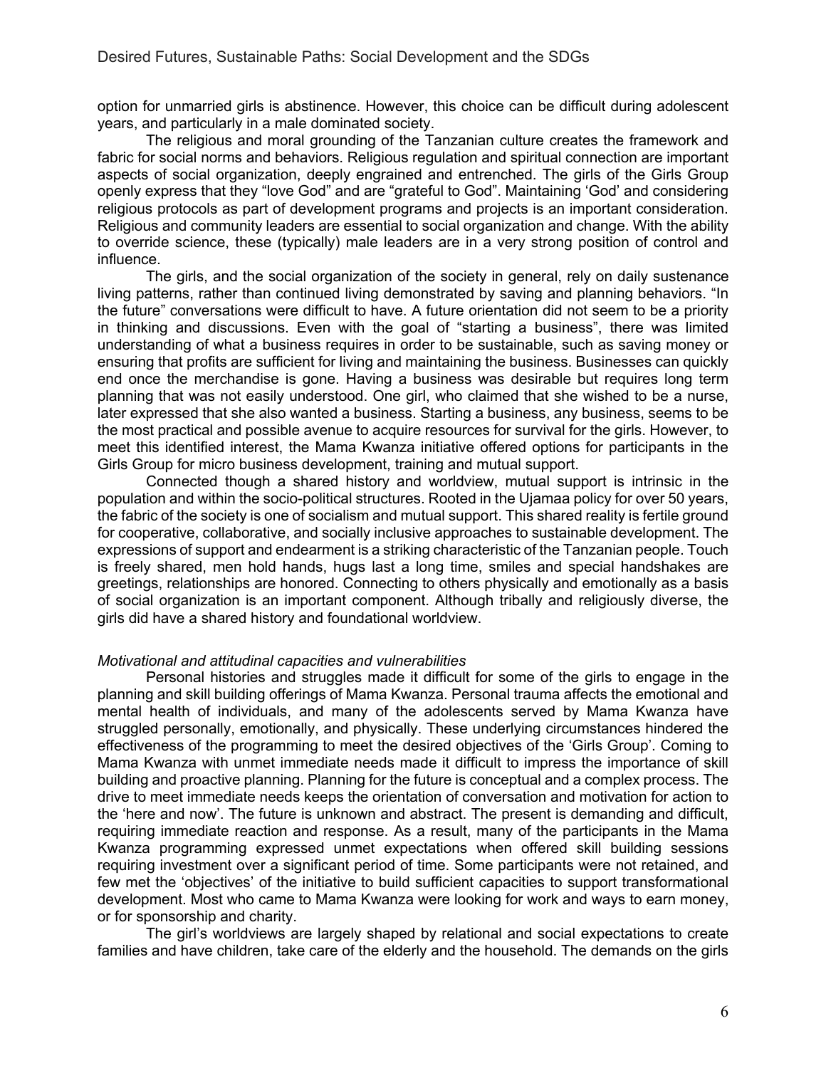option for unmarried girls is abstinence. However, this choice can be difficult during adolescent years, and particularly in a male dominated society.

The religious and moral grounding of the Tanzanian culture creates the framework and fabric for social norms and behaviors. Religious regulation and spiritual connection are important aspects of social organization, deeply engrained and entrenched. The girls of the Girls Group openly express that they "love God" and are "grateful to God". Maintaining 'God' and considering religious protocols as part of development programs and projects is an important consideration. Religious and community leaders are essential to social organization and change. With the ability to override science, these (typically) male leaders are in a very strong position of control and influence.

The girls, and the social organization of the society in general, rely on daily sustenance living patterns, rather than continued living demonstrated by saving and planning behaviors. "In the future" conversations were difficult to have. A future orientation did not seem to be a priority in thinking and discussions. Even with the goal of "starting a business", there was limited understanding of what a business requires in order to be sustainable, such as saving money or ensuring that profits are sufficient for living and maintaining the business. Businesses can quickly end once the merchandise is gone. Having a business was desirable but requires long term planning that was not easily understood. One girl, who claimed that she wished to be a nurse, later expressed that she also wanted a business. Starting a business, any business, seems to be the most practical and possible avenue to acquire resources for survival for the girls. However, to meet this identified interest, the Mama Kwanza initiative offered options for participants in the Girls Group for micro business development, training and mutual support.

Connected though a shared history and worldview, mutual support is intrinsic in the population and within the socio-political structures. Rooted in the Ujamaa policy for over 50 years, the fabric of the society is one of socialism and mutual support. This shared reality is fertile ground for cooperative, collaborative, and socially inclusive approaches to sustainable development. The expressions of support and endearment is a striking characteristic of the Tanzanian people. Touch is freely shared, men hold hands, hugs last a long time, smiles and special handshakes are greetings, relationships are honored. Connecting to others physically and emotionally as a basis of social organization is an important component. Although tribally and religiously diverse, the girls did have a shared history and foundational worldview.

*Motivational and attitudinal capacities and vulnerabilities*

Personal histories and struggles made it difficult for some of the girls to engage in the planning and skill building offerings of Mama Kwanza. Personal trauma affects the emotional and mental health of individuals, and many of the adolescents served by Mama Kwanza have struggled personally, emotionally, and physically. These underlying circumstances hindered the effectiveness of the programming to meet the desired objectives of the 'Girls Group'. Coming to Mama Kwanza with unmet immediate needs made it difficult to impress the importance of skill building and proactive planning. Planning for the future is conceptual and a complex process. The drive to meet immediate needs keeps the orientation of conversation and motivation for action to the 'here and now'. The future is unknown and abstract. The present is demanding and difficult, requiring immediate reaction and response. As a result, many of the participants in the Mama Kwanza programming expressed unmet expectations when offered skill building sessions requiring investment over a significant period of time. Some participants were not retained, and few met the 'objectives' of the initiative to build sufficient capacities to support transformational development. Most who came to Mama Kwanza were looking for work and ways to earn money, or for sponsorship and charity.

The girl's worldviews are largely shaped by relational and social expectations to create families and have children, take care of the elderly and the household. The demands on the girls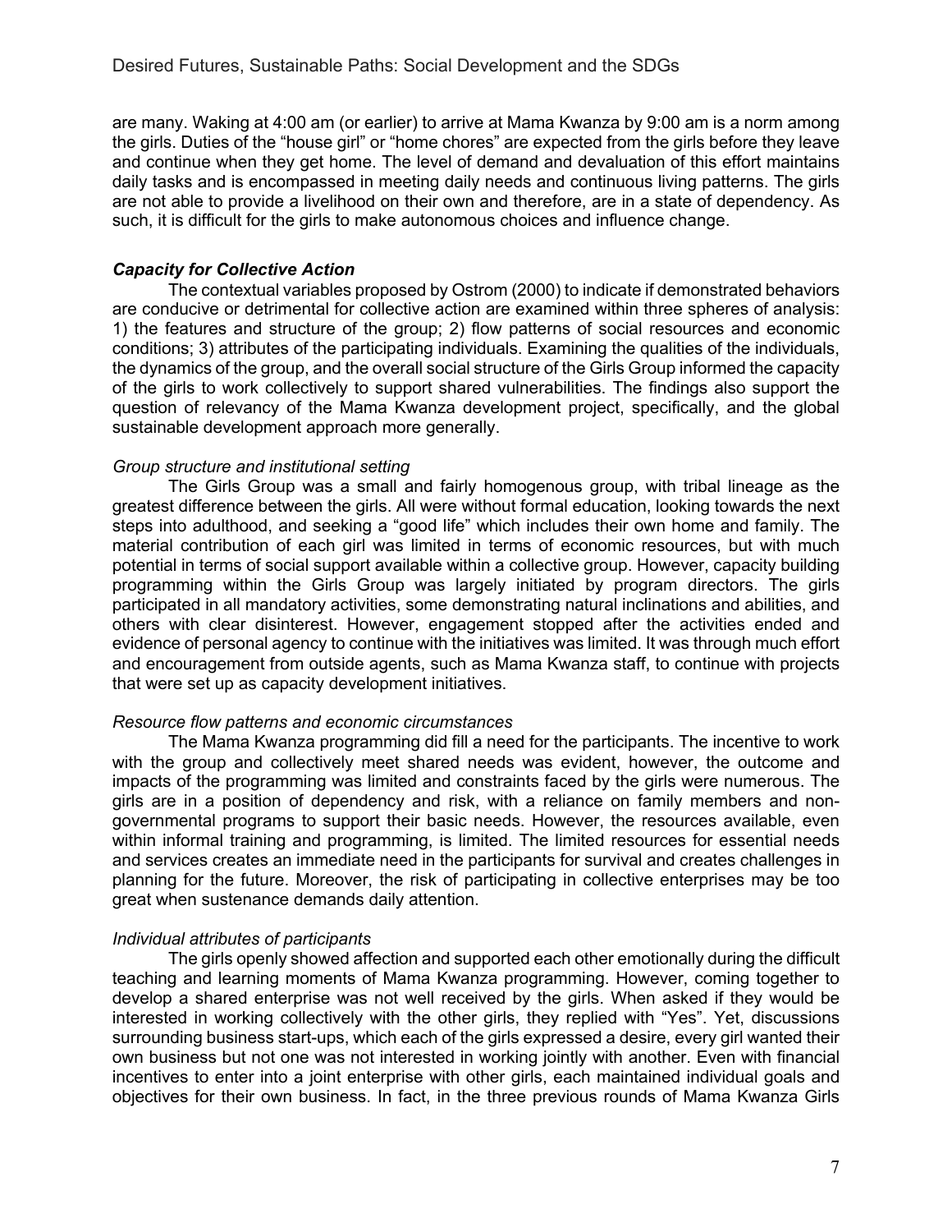are many. Waking at 4:00 am (or earlier) to arrive at Mama Kwanza by 9:00 am is a norm among the girls. Duties of the "house girl" or "home chores" are expected from the girls before they leave and continue when they get home. The level of demand and devaluation of this effort maintains daily tasks and is encompassed in meeting daily needs and continuous living patterns. The girls are not able to provide a livelihood on their own and therefore, are in a state of dependency. As such, it is difficult for the girls to make autonomous choices and influence change.

### *Capacity for Collective Action*

The contextual variables proposed by Ostrom (2000) to indicate if demonstrated behaviors are conducive or detrimental for collective action are examined within three spheres of analysis: 1) the features and structure of the group; 2) flow patterns of social resources and economic conditions; 3) attributes of the participating individuals. Examining the qualities of the individuals, the dynamics of the group, and the overall social structure of the Girls Group informed the capacity of the girls to work collectively to support shared vulnerabilities. The findings also support the question of relevancy of the Mama Kwanza development project, specifically, and the global sustainable development approach more generally.

#### *Group structure and institutional setting*

The Girls Group was a small and fairly homogenous group, with tribal lineage as the greatest difference between the girls. All were without formal education, looking towards the next steps into adulthood, and seeking a "good life" which includes their own home and family. The material contribution of each girl was limited in terms of economic resources, but with much potential in terms of social support available within a collective group. However, capacity building programming within the Girls Group was largely initiated by program directors. The girls participated in all mandatory activities, some demonstrating natural inclinations and abilities, and others with clear disinterest. However, engagement stopped after the activities ended and evidence of personal agency to continue with the initiatives was limited. It was through much effort and encouragement from outside agents, such as Mama Kwanza staff, to continue with projects that were set up as capacity development initiatives.

#### *Resource flow patterns and economic circumstances*

The Mama Kwanza programming did fill a need for the participants. The incentive to work with the group and collectively meet shared needs was evident, however, the outcome and impacts of the programming was limited and constraints faced by the girls were numerous. The girls are in a position of dependency and risk, with a reliance on family members and non-governmental programs to support their basic needs. However, the resources available, even within informal training and programming, is limited. The limited resources for essential needs and services creates an immediate need in the participants for survival and creates challenges in planning for the future. Moreover, the risk of participating in collective enterprises may be too great when sustenance demands daily attention.

#### *Individual attributes of participants*

The girls openly showed affection and supported each other emotionally during the difficult teaching and learning moments of Mama Kwanza programming. However, coming together to develop a shared enterprise was not well received by the girls. When asked if they would be interested in working collectively with the other girls, they replied with "Yes". Yet, discussions surrounding business start-ups, which each of the girls expressed a desire, every girl wanted their own business but not one was not interested in working jointly with another. Even with financial incentives to enter into a joint enterprise with other girls, each maintained individual goals and objectives for their own business. In fact, in the three previous rounds of Mama Kwanza Girls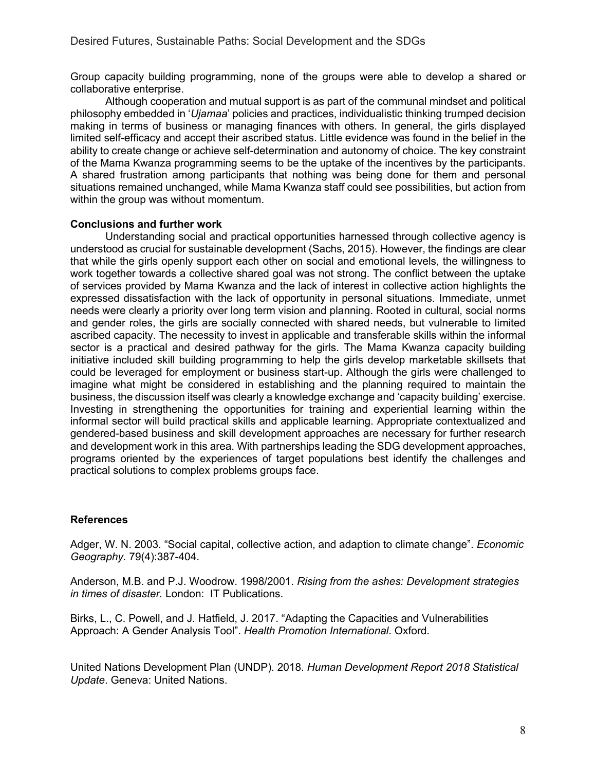Group capacity building programming, none of the groups were able to develop a shared or collaborative enterprise.

Although cooperation and mutual support is as part of the communal mindset and political philosophy embedded in '*Ujamaa*' policies and practices, individualistic thinking trumped decision making in terms of business or managing finances with others. In general, the girls displayed limited self-efficacy and accept their ascribed status. Little evidence was found in the belief in the ability to create change or achieve self-determination and autonomy of choice. The key constraint of the Mama Kwanza programming seems to be the uptake of the incentives by the participants. A shared frustration among participants that nothing was being done for them and personal situations remained unchanged, while Mama Kwanza staff could see possibilities, but action from within the group was without momentum.

**Conclusions and further work**

Understanding social and practical opportunities harnessed through collective agency is understood as crucial for sustainable development (Sachs, 2015). However, the findings are clear that while the girls openly support each other on social and emotional levels, the willingness to work together towards a collective shared goal was not strong. The conflict between the uptake of services provided by Mama Kwanza and the lack of interest in collective action highlights the expressed dissatisfaction with the lack of opportunity in personal situations. Immediate, unmet needs were clearly a priority over long term vision and planning. Rooted in cultural, social norms and gender roles, the girls are socially connected with shared needs, but vulnerable to limited ascribed capacity. The necessity to invest in applicable and transferable skills within the informal sector is a practical and desired pathway for the girls. The Mama Kwanza capacity building initiative included skill building programming to help the girls develop marketable skillsets that could be leveraged for employment or business start-up. Although the girls were challenged to imagine what might be considered in establishing and the planning required to maintain the business, the discussion itself was clearly a knowledge exchange and 'capacity building' exercise. Investing in strengthening the opportunities for training and experiential learning within the informal sector will build practical skills and applicable learning. Appropriate contextualized and gendered-based business and skill development approaches are necessary for further research and development work in this area. With partnerships leading the SDG development approaches, programs oriented by the experiences of target populations best identify the challenges and practical solutions to complex problems groups face.

**References**

Adger, W. N. 2003. "Social capital, collective action, and adaption to climate change". *Economic Geography.* 79(4):387-404.

Anderson, M.B. and P.J. Woodrow. 1998/2001. *Rising from the ashes: Development strategies in times of disaster.* London: IT Publications.

Birks, L., C. Powell, and J. Hatfield, J. 2017. "Adapting the Capacities and Vulnerabilities Approach: A Gender Analysis Tool". *Health Promotion International*. Oxford.

United Nations Development Plan (UNDP). 2018. *Human Development Report 2018 Statistical Update*. Geneva: United Nations.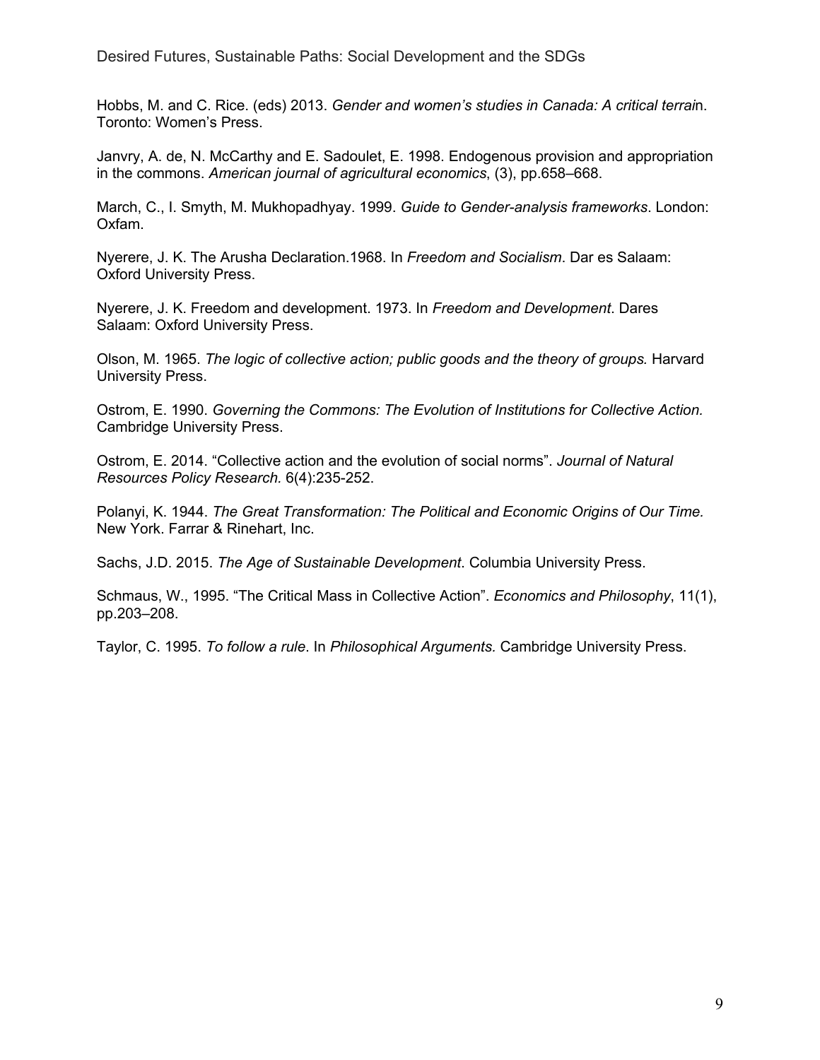Hobbs, M. and C. Rice. (eds) 2013. *Gender and women's studies in Canada: A critical terrai*n. Toronto: Women's Press.

Janvry, A. de, N. McCarthy and E. Sadoulet, E. 1998. Endogenous provision and appropriation in the commons. *American journal of agricultural economics*, (3), pp.658–668.

March, C., I. Smyth, M. Mukhopadhyay. 1999. *Guide to Gender-analysis frameworks*. London: Oxfam.

Nyerere, J. K. The Arusha Declaration.1968. In *Freedom and Socialism*. Dar es Salaam: Oxford University Press.

Nyerere, J. K. Freedom and development. 1973. In *Freedom and Development*. Dares Salaam: Oxford University Press.

Olson, M. 1965. *The logic of collective action; public goods and the theory of groups.* Harvard University Press.

Ostrom, E. 1990. *Governing the Commons: The Evolution of Institutions for Collective Action.* Cambridge University Press.

Ostrom, E. 2014. "Collective action and the evolution of social norms". *Journal of Natural Resources Policy Research.* 6(4):235-252.

Polanyi, K. 1944. *The Great Transformation: The Political and Economic Origins of Our Time.* New York. Farrar & Rinehart, Inc.

Sachs, J.D. 2015. *The Age of Sustainable Development*. Columbia University Press.

Schmaus, W., 1995. "The Critical Mass in Collective Action". *Economics and Philosophy*, 11(1), pp.203–208.

Taylor, C. 1995. *To follow a rule*. In *Philosophical Arguments.* Cambridge University Press.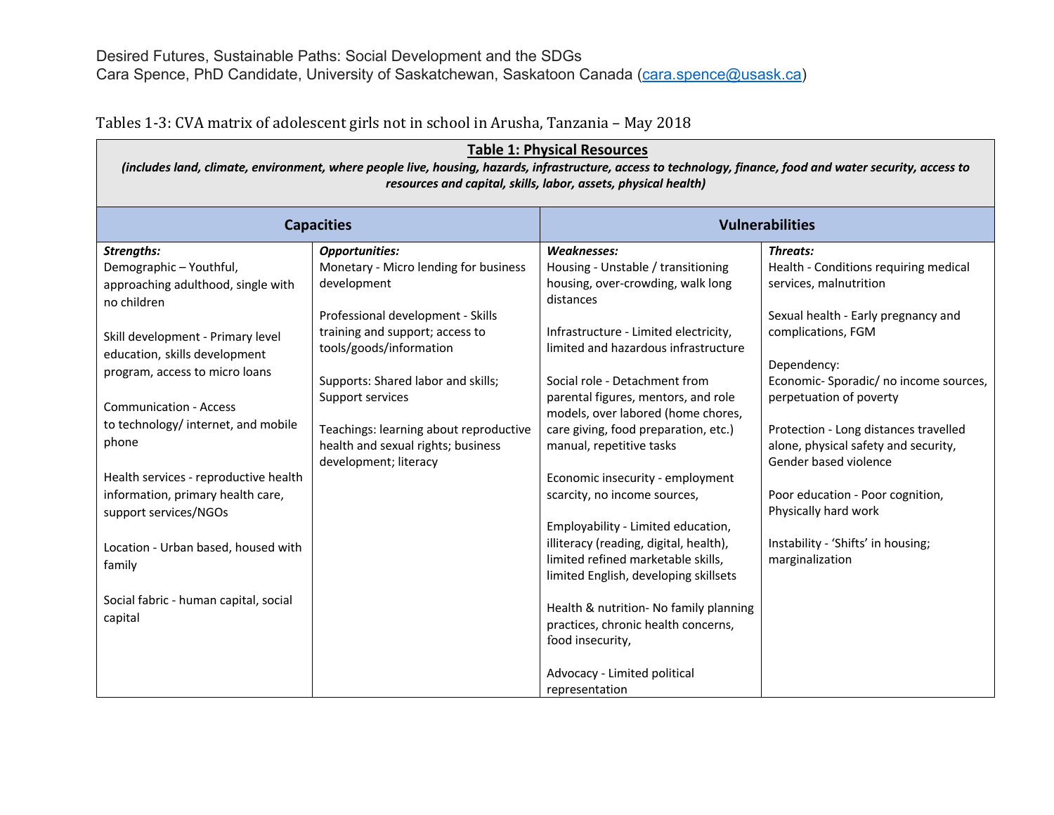Desired Futures, Sustainable Paths: Social Development and the SDGs
Cara Spence, PhD Candidate, University of Saskatchewan, Saskatoon Canada (cara.spence@usask.ca)

Tables 1-3: CVA matrix of adolescent girls not in school in Arusha, Tanzania – May 2018

| **Table 1: Physical Resources** *(includes land, climate, environment, where people live, housing, hazards, infrastructure, access to technology, finance, food and water security, access to resources and capital, skills, labor, assets, physical health)* | | | |
|---|---|---|---|
| **Capacities** | | **Vulnerabilities** | |
| ***Strengths:*** | ***Opportunities:*** | ***Weaknesses:*** | ***Threats:*** |
| Demographic – Youthful, approaching adulthood, single with no children<br><br>Skill development - Primary level education, skills development program, access to micro loans<br><br>Communication - Access to technology/ internet, and mobile phone<br><br>Health services - reproductive health information, primary health care, support services/NGOs<br><br>Location - Urban based, housed with family<br><br>Social fabric - human capital, social capital | Monetary - Micro lending for business development<br><br>Professional development - Skills training and support; access to tools/goods/information<br><br>Supports: Shared labor and skills; Support services<br><br>Teachings: learning about reproductive health and sexual rights; business development; literacy | Housing - Unstable / transitioning housing, over-crowding, walk long distances<br><br>Infrastructure - Limited electricity, limited and hazardous infrastructure<br><br>Social role - Detachment from parental figures, mentors, and role models, over labored (home chores, care giving, food preparation, etc.) manual, repetitive tasks<br><br>Economic insecurity - employment scarcity, no income sources,<br><br>Employability - Limited education, illiteracy (reading, digital, health), limited refined marketable skills, limited English, developing skillsets<br><br>Health & nutrition- No family planning practices, chronic health concerns, food insecurity,<br><br>Advocacy - Limited political representation | Health - Conditions requiring medical services, malnutrition<br><br>Sexual health - Early pregnancy and complications, FGM<br><br>Dependency:<br>Economic- Sporadic/ no income sources, perpetuation of poverty<br><br>Protection - Long distances travelled alone, physical safety and security, Gender based violence<br><br>Poor education - Poor cognition, Physically hard work<br><br>Instability - 'Shifts' in housing; marginalization |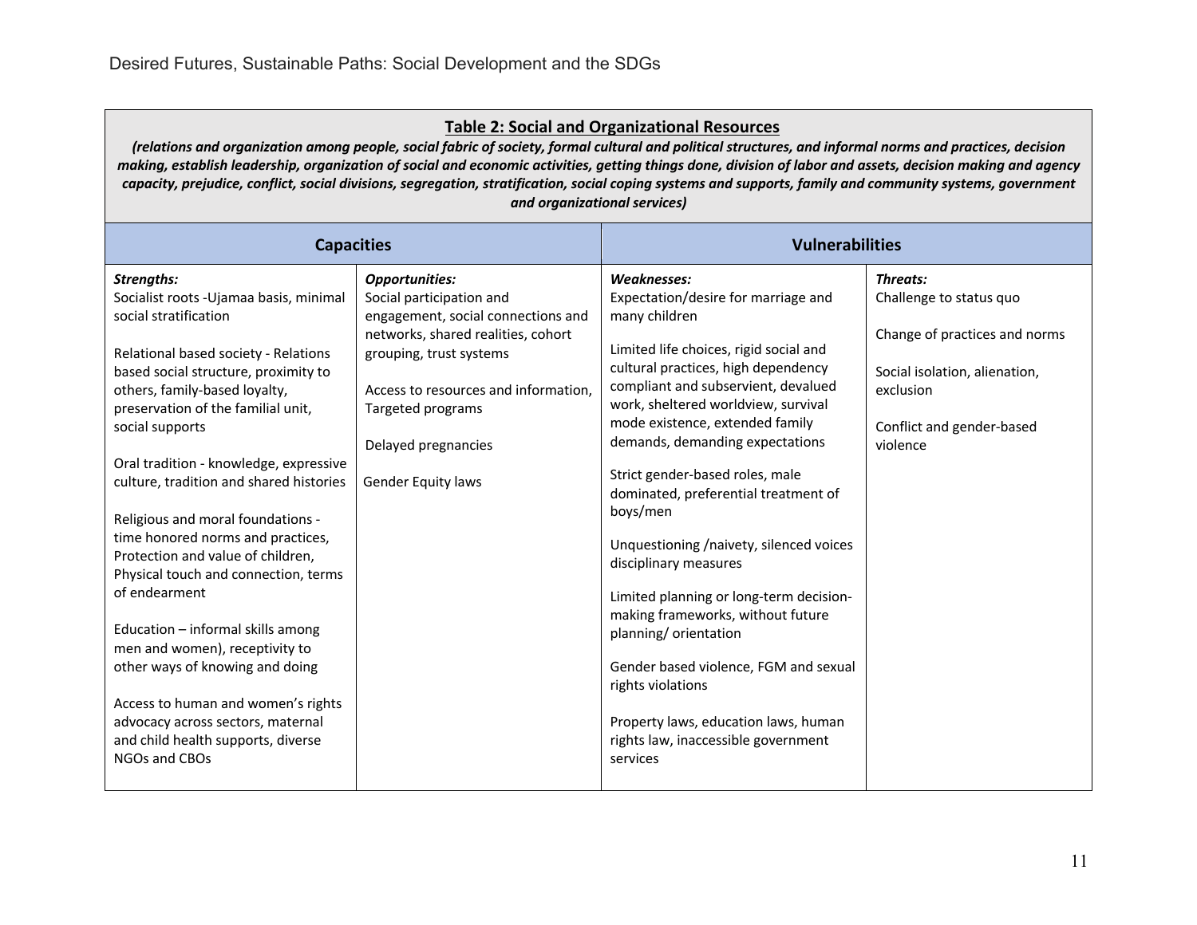**Table 2: Social and Organizational Resources**

***(relations and organization among people, social fabric of society, formal cultural and political structures, and informal norms and practices, decision making, establish leadership, organization of social and economic activities, getting things done, division of labor and assets, decision making and agency capacity, prejudice, conflict, social divisions, segregation, stratification, social coping systems and supports, family and community systems, government and organizational services)***

| Capacities | | Vulnerabilities | |
|---|---|---|---|
| ***Strengths:*** | ***Opportunities:*** | ***Weaknesses:*** | ***Threats:*** |
| Socialist roots -Ujamaa basis, minimal social stratification | Social participation and engagement, social connections and networks, shared realities, cohort grouping, trust systems | Expectation/desire for marriage and many children | Challenge to status quo |
| Relational based society - Relations based social structure, proximity to others, family-based loyalty, preservation of the familial unit, social supports | Access to resources and information, Targeted programs | Limited life choices, rigid social and cultural practices, high dependency compliant and subservient, devalued work, sheltered worldview, survival mode existence, extended family demands, demanding expectations | Change of practices and norms |
| Oral tradition - knowledge, expressive culture, tradition and shared histories | Delayed pregnancies | Strict gender-based roles, male dominated, preferential treatment of boys/men | Social isolation, alienation, exclusion |
| Religious and moral foundations - time honored norms and practices, Protection and value of children, Physical touch and connection, terms of endearment | Gender Equity laws | Unquestioning /naivety, silenced voices disciplinary measures | Conflict and gender-based violence |
| Education – informal skills among men and women), receptivity to other ways of knowing and doing | | Limited planning or long-term decision-making frameworks, without future planning/ orientation | |
| Access to human and women's rights advocacy across sectors, maternal and child health supports, diverse NGOs and CBOs | | Gender based violence, FGM and sexual rights violations | |
| | | Property laws, education laws, human rights law, inaccessible government services | |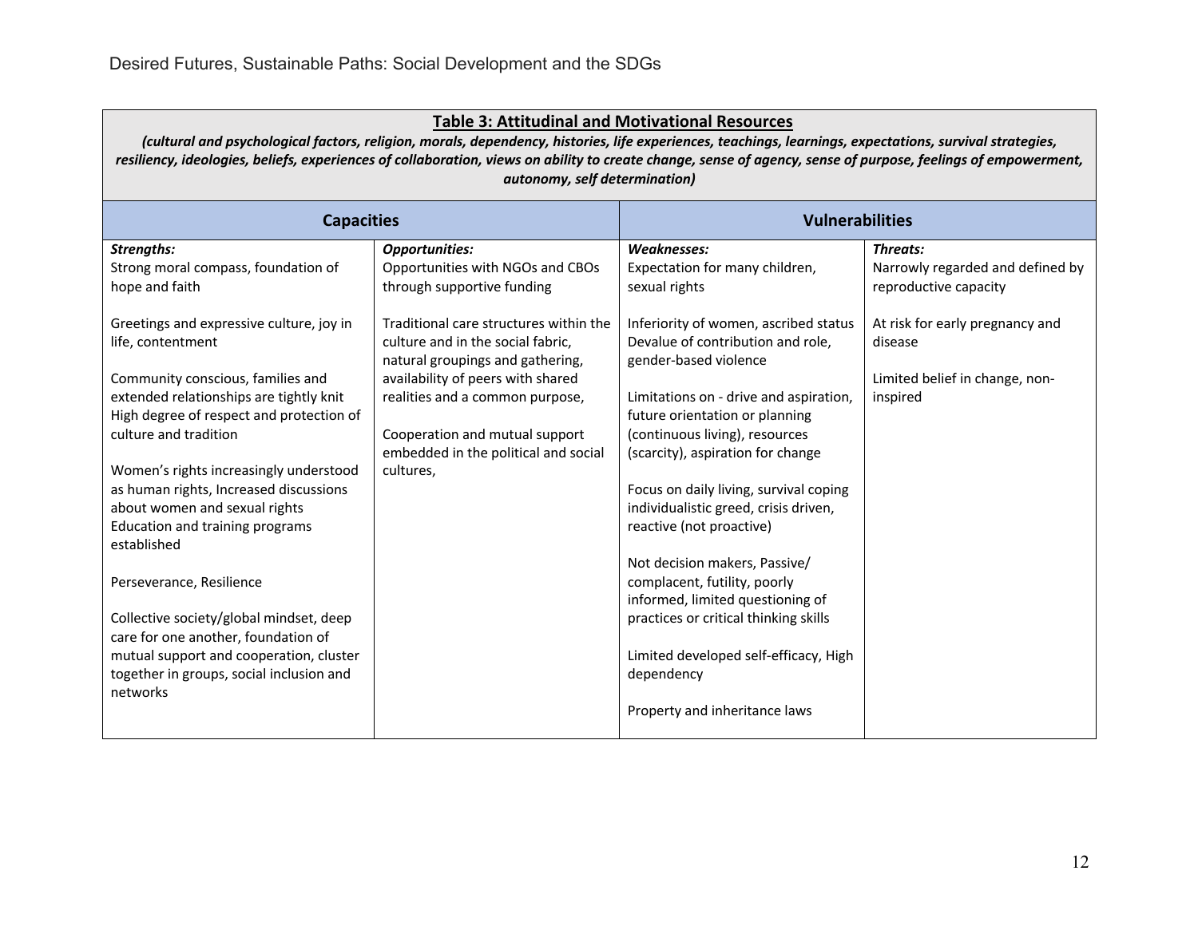**Table 3: Attitudinal and Motivational Resources**

*(cultural and psychological factors, religion, morals, dependency, histories, life experiences, teachings, learnings, expectations, survival strategies, resiliency, ideologies, beliefs, experiences of collaboration, views on ability to create change, sense of agency, sense of purpose, feelings of empowerment, autonomy, self determination)*

| Capacities | | Vulnerabilities | |
|---|---|---|---|
| ***Strengths:*** | ***Opportunities:*** | ***Weaknesses:*** | ***Threats:*** |
| Strong moral compass, foundation of hope and faith<br><br>Greetings and expressive culture, joy in life, contentment<br><br>Community conscious, families and extended relationships are tightly knit High degree of respect and protection of culture and tradition<br><br>Women's rights increasingly understood as human rights, Increased discussions about women and sexual rights Education and training programs established<br><br>Perseverance, Resilience<br><br>Collective society/global mindset, deep care for one another, foundation of mutual support and cooperation, cluster together in groups, social inclusion and networks | Opportunities with NGOs and CBOs through supportive funding<br><br>Traditional care structures within the culture and in the social fabric, natural groupings and gathering, availability of peers with shared realities and a common purpose,<br><br>Cooperation and mutual support embedded in the political and social cultures, | Expectation for many children, sexual rights<br><br>Inferiority of women, ascribed status Devalue of contribution and role, gender-based violence<br><br>Limitations on - drive and aspiration, future orientation or planning (continuous living), resources (scarcity), aspiration for change<br><br>Focus on daily living, survival coping individualistic greed, crisis driven, reactive (not proactive)<br><br>Not decision makers, Passive/ complacent, futility, poorly informed, limited questioning of practices or critical thinking skills<br><br>Limited developed self-efficacy, High dependency<br><br>Property and inheritance laws | Narrowly regarded and defined by reproductive capacity<br><br>At risk for early pregnancy and disease<br><br>Limited belief in change, non-inspired |